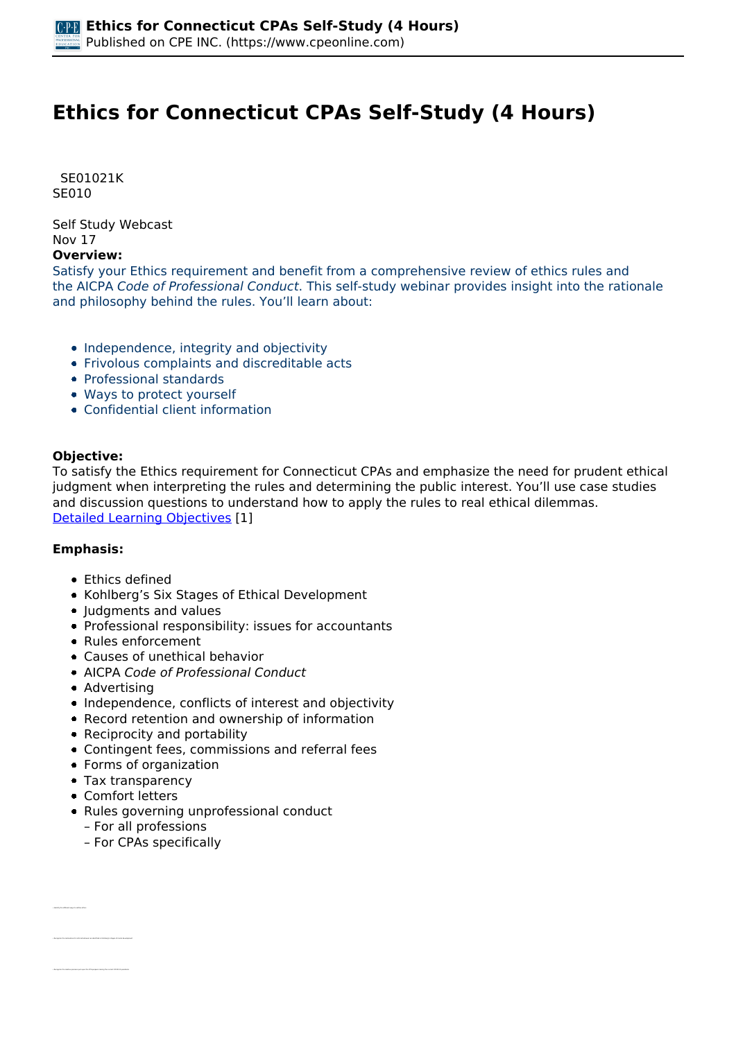# Ethics for Connecticut CPAs Self-Study (4 Hours)

SE01021K
SE010

Self Study Webcast
Nov 17

**Overview:**

Satisfy your Ethics requirement and benefit from a comprehensive review of ethics rules and the AICPA *Code of Professional Conduct*. This self-study webinar provides insight into the rationale and philosophy behind the rules. You'll learn about:

- Independence, integrity and objectivity
- Frivolous complaints and discreditable acts
- Professional standards
- Ways to protect yourself
- Confidential client information

**Objective:**

To satisfy the Ethics requirement for Connecticut CPAs and emphasize the need for prudent ethical judgment when interpreting the rules and determining the public interest. You'll use case studies and discussion questions to understand how to apply the rules to real ethical dilemmas.
Detailed Learning Objectives [1]

**Emphasis:**

- Ethics defined
- Kohlberg's Six Stages of Ethical Development
- Judgments and values
- Professional responsibility: issues for accountants
- Rules enforcement
- Causes of unethical behavior
- AICPA *Code of Professional Conduct*
- Advertising
- Independence, conflicts of interest and objectivity
- Record retention and ownership of information
- Reciprocity and portability
- Contingent fees, commissions and referral fees
- Forms of organization
- Tax transparency
- Comfort letters
- Rules governing unprofessional conduct
  - For all professions
  - For CPAs specifically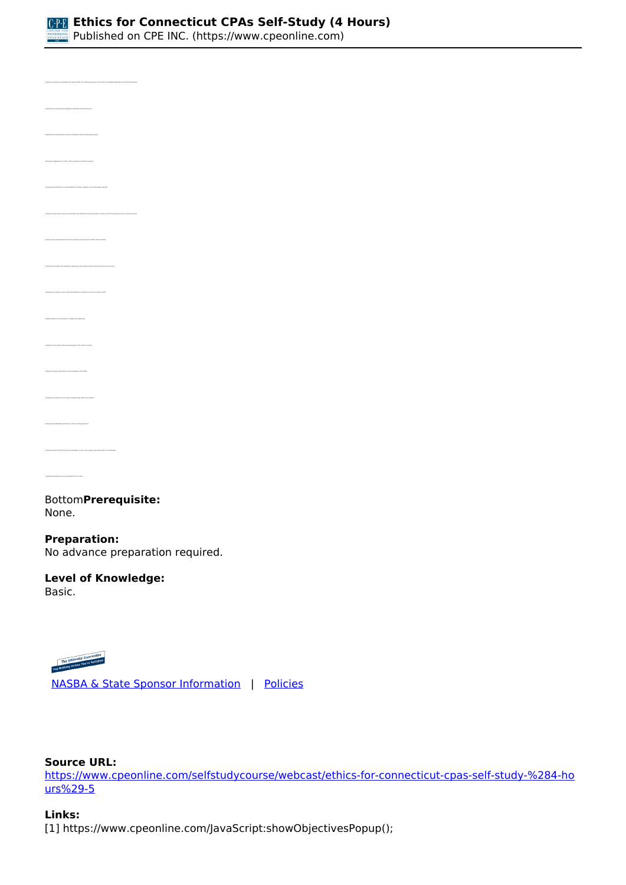Bottom**Prerequisite:**
None.

**Preparation:**
No advance preparation required.

**Level of Knowledge:**
Basic.

[NASBA & State Sponsor Information](#) | [Policies](#)

**Source URL:**
https://www.cpeonline.com/selfstudycourse/webcast/ethics-for-connecticut-cpas-self-study-%284-hours%29-5

**Links:**
[1] https://www.cpeonline.com/JavaScript:showObjectivesPopup();